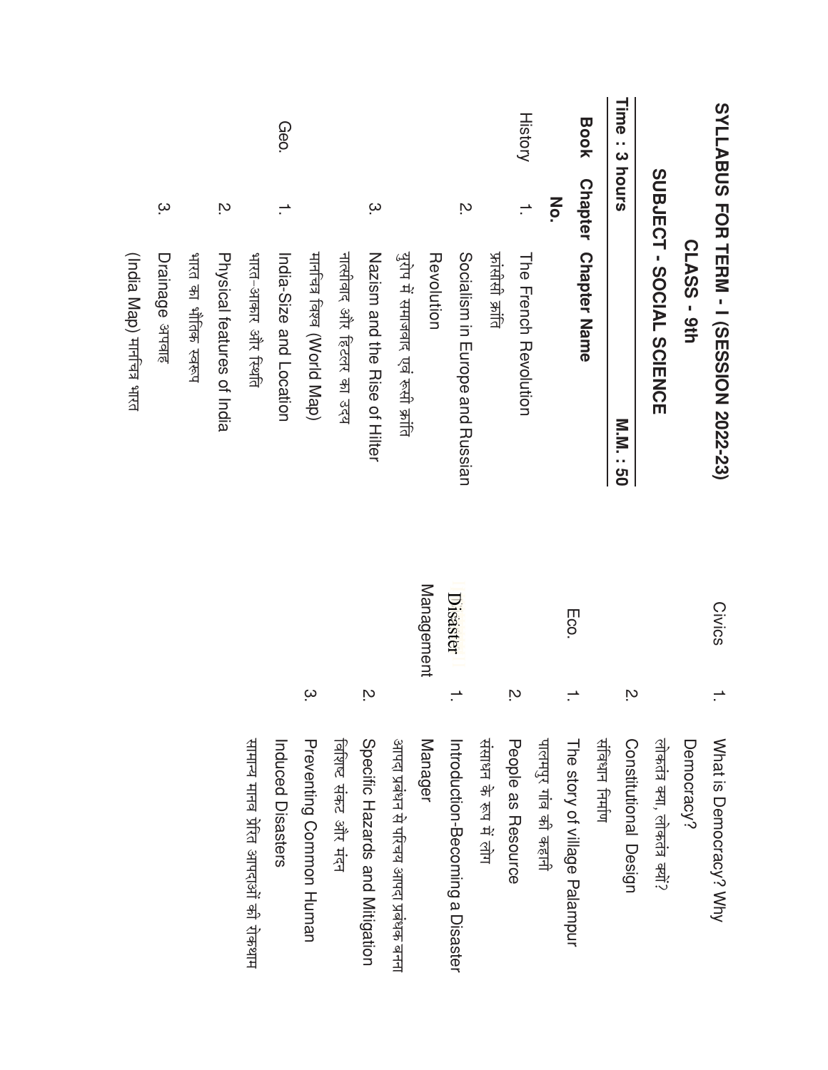# SYLLABUS FOR TERM - I (SESSION 2022-23)

## CLASS - 9th

## SUBJECT - SOCIAL SCIENCE

**Time : 3 hours** **M.M. : 50**

| Book | Chapter No. | Chapter Name |
|---|---|---|
| History | 1. | The French Revolution<br>फ्रांसीसी क्रांति |
| | 2. | Socialism in Europe and Russian Revolution<br>यूरोप में समाजवाद एवं रूसी क्रांति |
| | 3. | Nazism and the Rise of Hilter<br>नात्सीवाद और हिटलर का उदय<br>मानचित्र विश्व (World Map) |
| Geo. | 1. | India-Size and Location<br>भारत–आकार और स्थिति |
| | 2. | Physical features of India<br>भारत का भौतिक स्वरूप |
| | 3. | Drainage अपवाह<br>(India Map) मानचित्र भारत |
| Civics | 1. | What is Democracy? Why Democracy?<br>लोकतंत्र क्या, लोकतंत्र क्यों? |
| | 2. | Constitutional Design<br>संविधान निर्माण |
| Eco. | 1. | The story of village Palampur<br>पालमपुर गांव की कहानी |
| | 2. | People as Resource<br>संसाधन के रूप में लोग |
| Disaster Management | 1. | Introduction-Becoming a Disaster Manager<br>आपदा प्रबंधन से परिचय आपदा प्रबंधक बनना |
| | 2. | Specific Hazards and Mitigation<br>विशिष्ट संकट और मंदन |
| | 3. | Preventing Common Human Induced Disasters<br>सामान्य मानव प्रेरित आपदाओं की रोकथाम |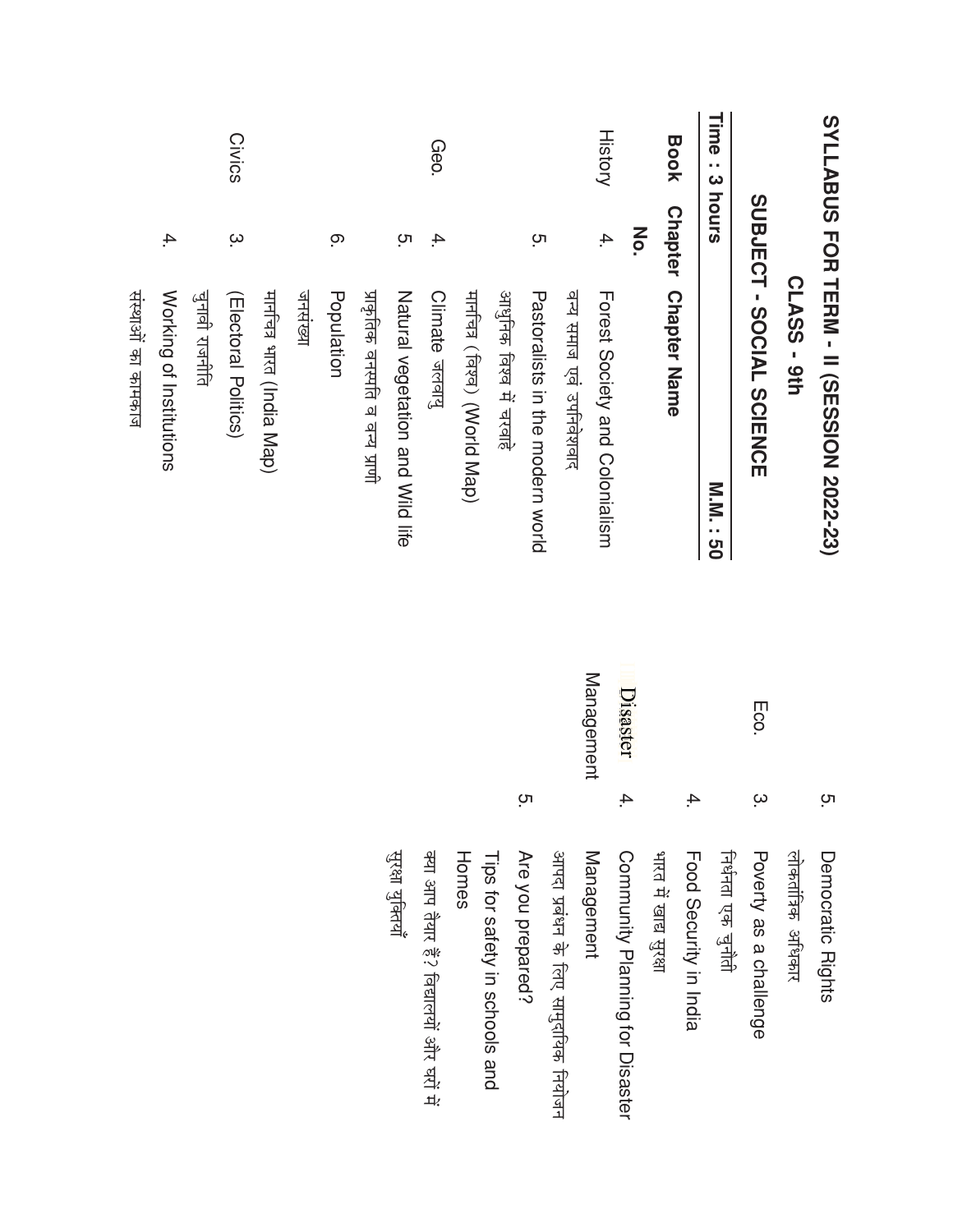# SYLLABUS FOR TERM - II (SESSION 2022-23)

## CLASS - 9th

## SUBJECT - SOCIAL SCIENCE

**Time : 3 hours** **M.M. : 50**

| Book | Chapter No. | Chapter Name |
|---|---|---|
| History | 4. | Forest Society and Colonialism<br>वन्य समाज एवं उपनिवेशवाद |
| | 5. | Pastoralists in the modern world<br>आधुनिक विश्व में चरवाहे<br>मानचित्र (विश्व) (World Map) |
| Geo. | 4. | Climate जलवायु |
| | 5. | Natural vegetation and Wild life<br>प्राकृतिक वनस्पति व वन्य प्राणी |
| | 6. | Population<br>जनसंख्या<br>मानचित्र भारत (India Map) |
| Civics | 3. | (Electoral Politics)<br>चुनावी राजनीति |
| | 4. | Working of Institutions<br>संस्थाओं का कामकाज |
| | 5. | Democratic Rights<br>लोकतांत्रिक अधिकार |
| Eco. | 3. | Poverty as a challenge<br>निर्धनता एक चुनौती |
| | 4. | Food Security in India<br>भारत में खाद्य सुरक्षा |
| Disaster Management | 4. | Community Planning for Disaster Management<br>आपदा प्रबंधन के लिए सामुदायिक नियोजन |
| | 5. | Are you prepared?<br>Tips for safety in schools and Homes<br>क्या आप तैयार हैं? विद्यालयों और घरों में सुरक्षा युक्तियाँ |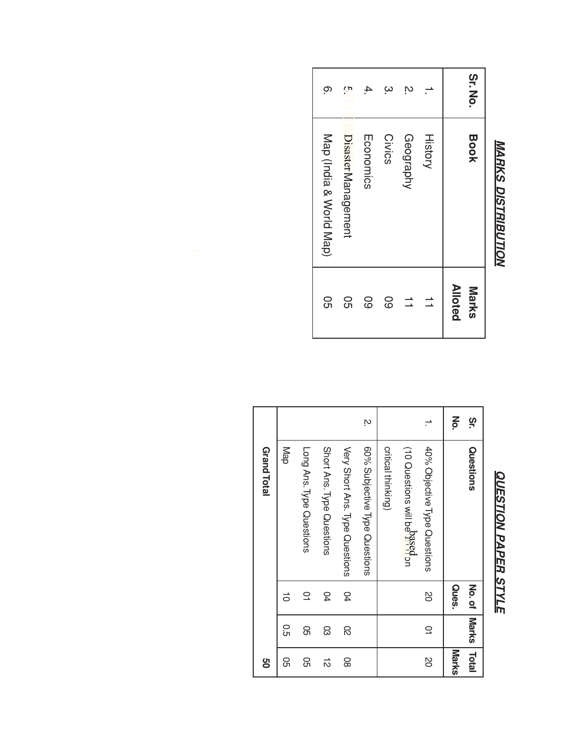## MARKS DISTRIBUTION

| Sr. No. | Book | Marks Alloted |
|---|---|---|
| 1. | History | 11 |
| 2. | Geography | 11 |
| 3. | Civics | 09 |
| 4. | Economics | 09 |
| 5. | Disaster Management | 05 |
| 6. | Map (India & World Map) | 05 |

## QUESTION PAPER STYLE

| Sr. No. | Questions | No. of Ques. | Marks | Total Marks |
|---|---|---|---|---|
| 1. | 40% Objective Type Questions (10 Questions will be based on critical thinking) | 20 | 01 | 20 |
| 2. | 60% Subjective Type Questions | | | |
| | Very Short Ans. Type Questions | 04 | 02 | 08 |
| | Short Ans. Type Questions | 04 | 03 | 12 |
| | Long Ans. Type Questions | 01 | 05 | 05 |
| | Map | 10 | 0.5 | 05 |
| | **Grand Total** | | | **50** |